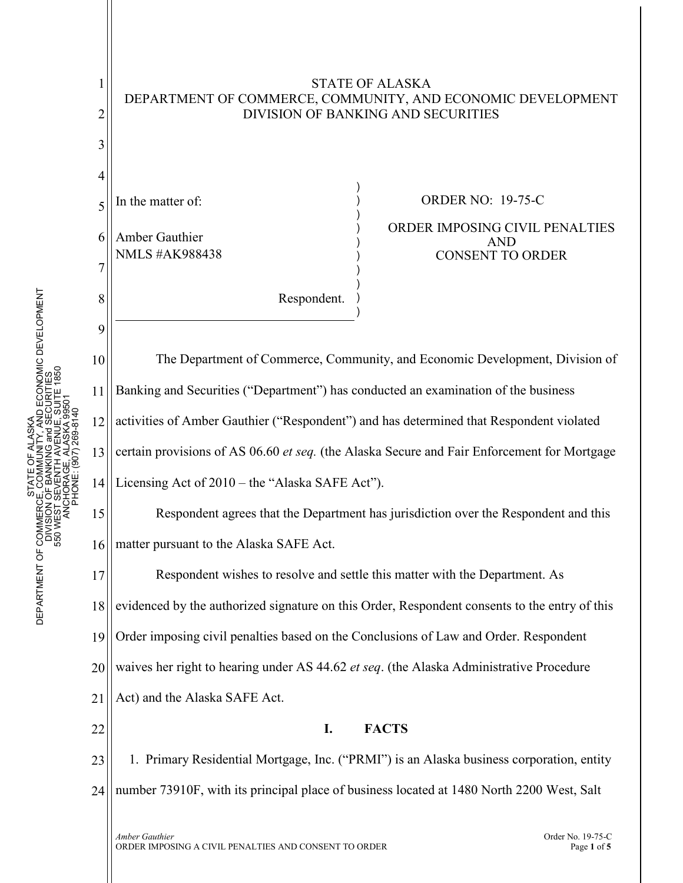STATE OF ALASKA
DEPARTMENT OF COMMERCE, COMMUNITY, AND ECONOMIC DEVELOPMENT
DIVISION OF BANKING AND SECURITIES

| In the matter of: | ORDER NO: 19-75-C |
|---|---|
| Amber Gauthier<br>NMLS #AK988438 | ORDER IMPOSING CIVIL PENALTIES AND CONSENT TO ORDER |
| Respondent. | |

The Department of Commerce, Community, and Economic Development, Division of Banking and Securities ("Department") has conducted an examination of the business activities of Amber Gauthier ("Respondent") and has determined that Respondent violated certain provisions of AS 06.60 *et seq.* (the Alaska Secure and Fair Enforcement for Mortgage Licensing Act of 2010 – the "Alaska SAFE Act").

Respondent agrees that the Department has jurisdiction over the Respondent and this matter pursuant to the Alaska SAFE Act.

Respondent wishes to resolve and settle this matter with the Department. As evidenced by the authorized signature on this Order, Respondent consents to the entry of this Order imposing civil penalties based on the Conclusions of Law and Order. Respondent waives her right to hearing under AS 44.62 *et seq*. (the Alaska Administrative Procedure Act) and the Alaska SAFE Act.

## I. FACTS

1. Primary Residential Mortgage, Inc. ("PRMI") is an Alaska business corporation, entity number 73910F, with its principal place of business located at 1480 North 2200 West, Salt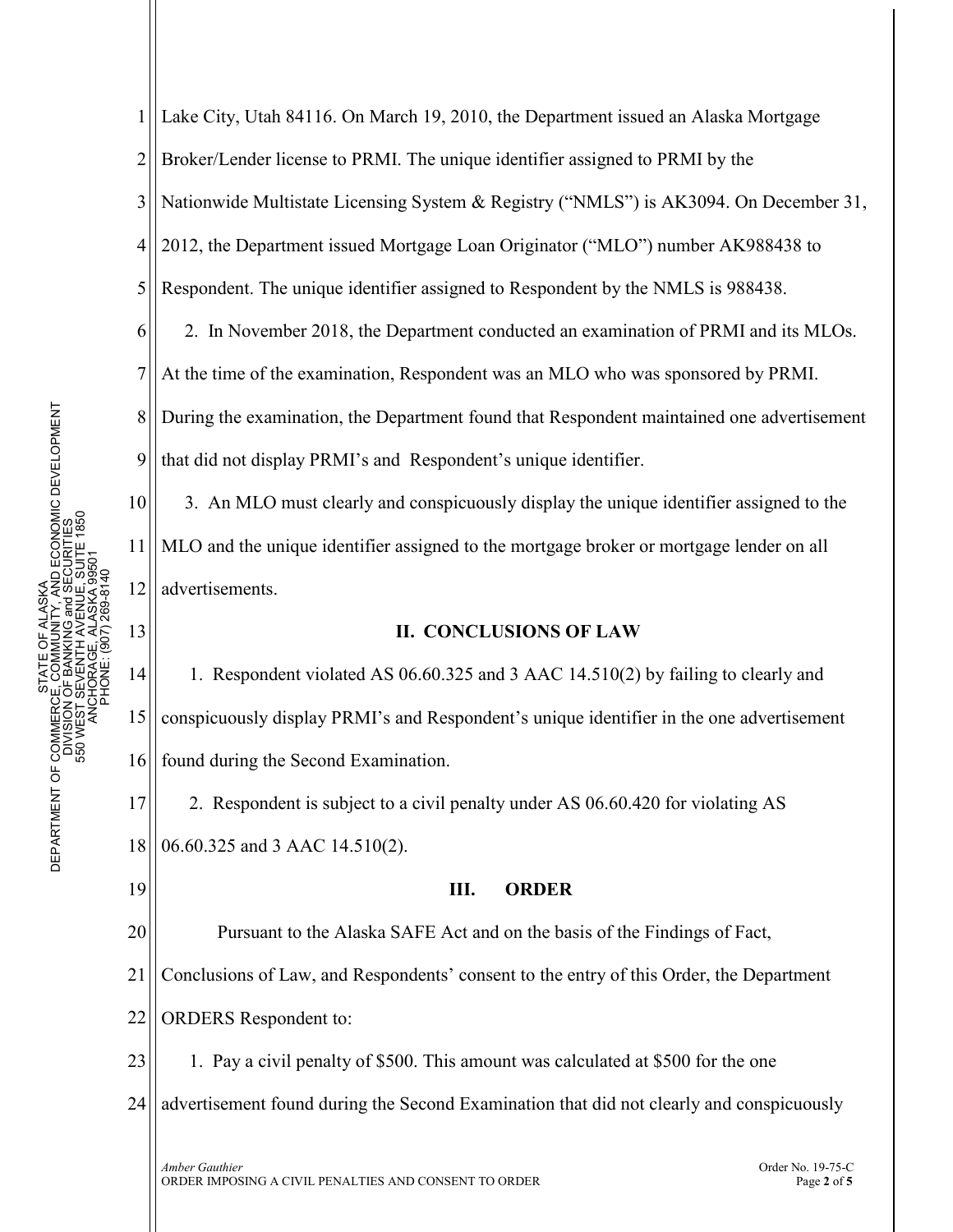Lake City, Utah 84116. On March 19, 2010, the Department issued an Alaska Mortgage Broker/Lender license to PRMI. The unique identifier assigned to PRMI by the Nationwide Multistate Licensing System & Registry ("NMLS") is AK3094. On December 31, 2012, the Department issued Mortgage Loan Originator ("MLO") number AK988438 to Respondent. The unique identifier assigned to Respondent by the NMLS is 988438.

2. In November 2018, the Department conducted an examination of PRMI and its MLOs. At the time of the examination, Respondent was an MLO who was sponsored by PRMI. During the examination, the Department found that Respondent maintained one advertisement that did not display PRMI's and Respondent's unique identifier.

3. An MLO must clearly and conspicuously display the unique identifier assigned to the MLO and the unique identifier assigned to the mortgage broker or mortgage lender on all advertisements.

## II. CONCLUSIONS OF LAW

1. Respondent violated AS 06.60.325 and 3 AAC 14.510(2) by failing to clearly and conspicuously display PRMI's and Respondent's unique identifier in the one advertisement found during the Second Examination.

2. Respondent is subject to a civil penalty under AS 06.60.420 for violating AS 06.60.325 and 3 AAC 14.510(2).

## III. ORDER

Pursuant to the Alaska SAFE Act and on the basis of the Findings of Fact, Conclusions of Law, and Respondents' consent to the entry of this Order, the Department ORDERS Respondent to:

1. Pay a civil penalty of $500. This amount was calculated at $500 for the one advertisement found during the Second Examination that did not clearly and conspicuously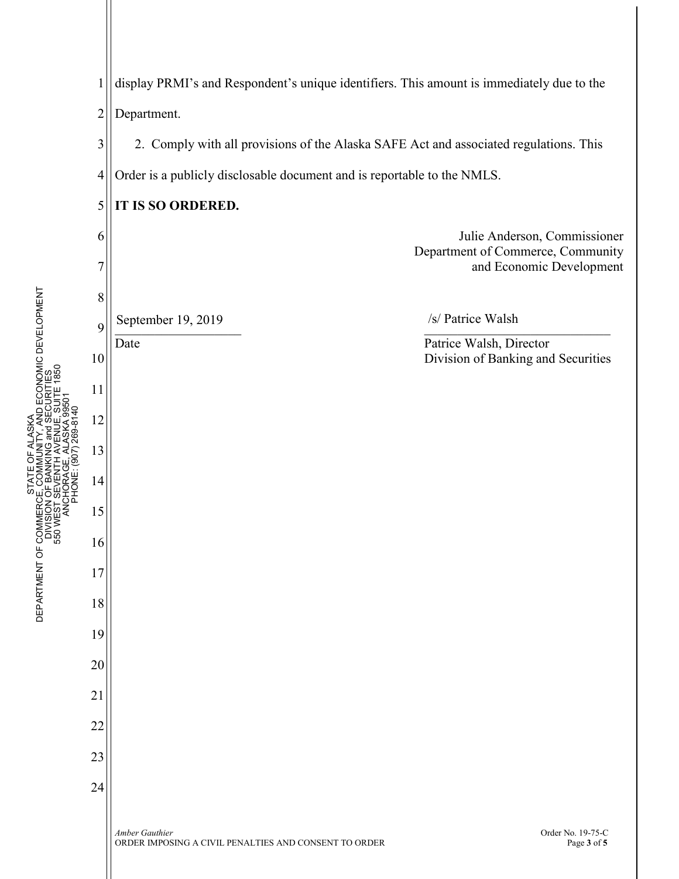display PRMI's and Respondent's unique identifiers. This amount is immediately due to the Department.

2. Comply with all provisions of the Alaska SAFE Act and associated regulations. This Order is a publicly disclosable document and is reportable to the NMLS.

**IT IS SO ORDERED.**

Julie Anderson, Commissioner
Department of Commerce, Community and Economic Development

September 19, 2019
Date

/s/ Patrice Walsh
Patrice Walsh, Director
Division of Banking and Securities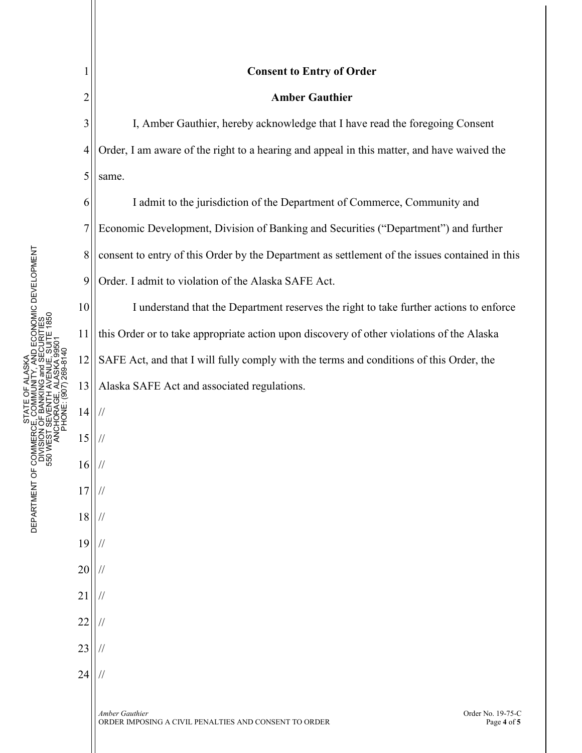**Consent to Entry of Order**

**Amber Gauthier**

I, Amber Gauthier, hereby acknowledge that I have read the foregoing Consent Order, I am aware of the right to a hearing and appeal in this matter, and have waived the same.

I admit to the jurisdiction of the Department of Commerce, Community and Economic Development, Division of Banking and Securities ("Department") and further consent to entry of this Order by the Department as settlement of the issues contained in this Order. I admit to violation of the Alaska SAFE Act.

I understand that the Department reserves the right to take further actions to enforce this Order or to take appropriate action upon discovery of other violations of the Alaska SAFE Act, and that I will fully comply with the terms and conditions of this Order, the Alaska SAFE Act and associated regulations.

//

//

//

//

//

//

//

//

//

//

//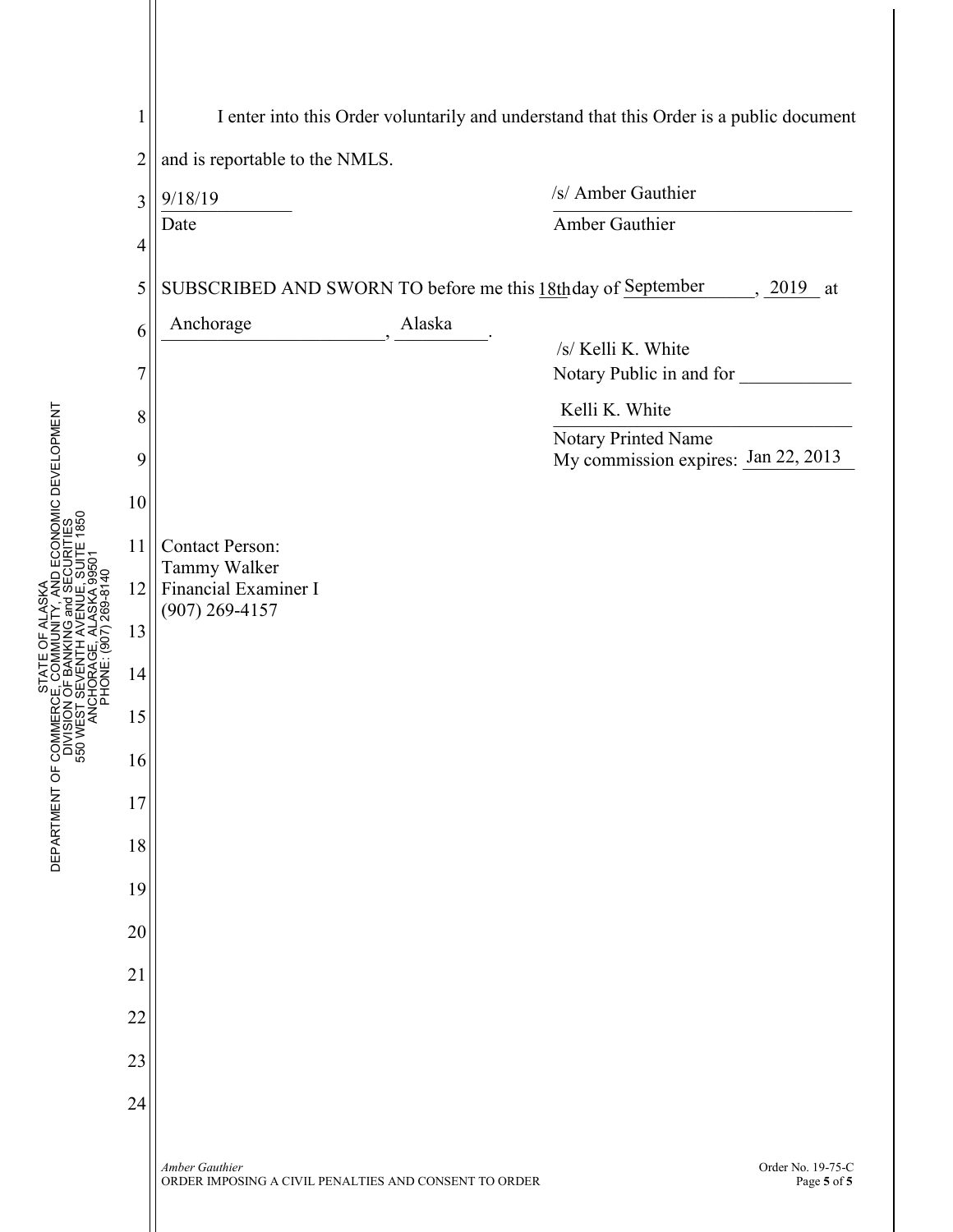I enter into this Order voluntarily and understand that this Order is a public document and is reportable to the NMLS.

9/18/19
Date

/s/ Amber Gauthier
Amber Gauthier

SUBSCRIBED AND SWORN TO before me this 18th day of September, 2019 at Anchorage, Alaska.

/s/ Kelli K. White
Notary Public in and for ____________

Kelli K. White
Notary Printed Name
My commission expires: Jan 22, 2013

Contact Person:
Tammy Walker
Financial Examiner I
(907) 269-4157